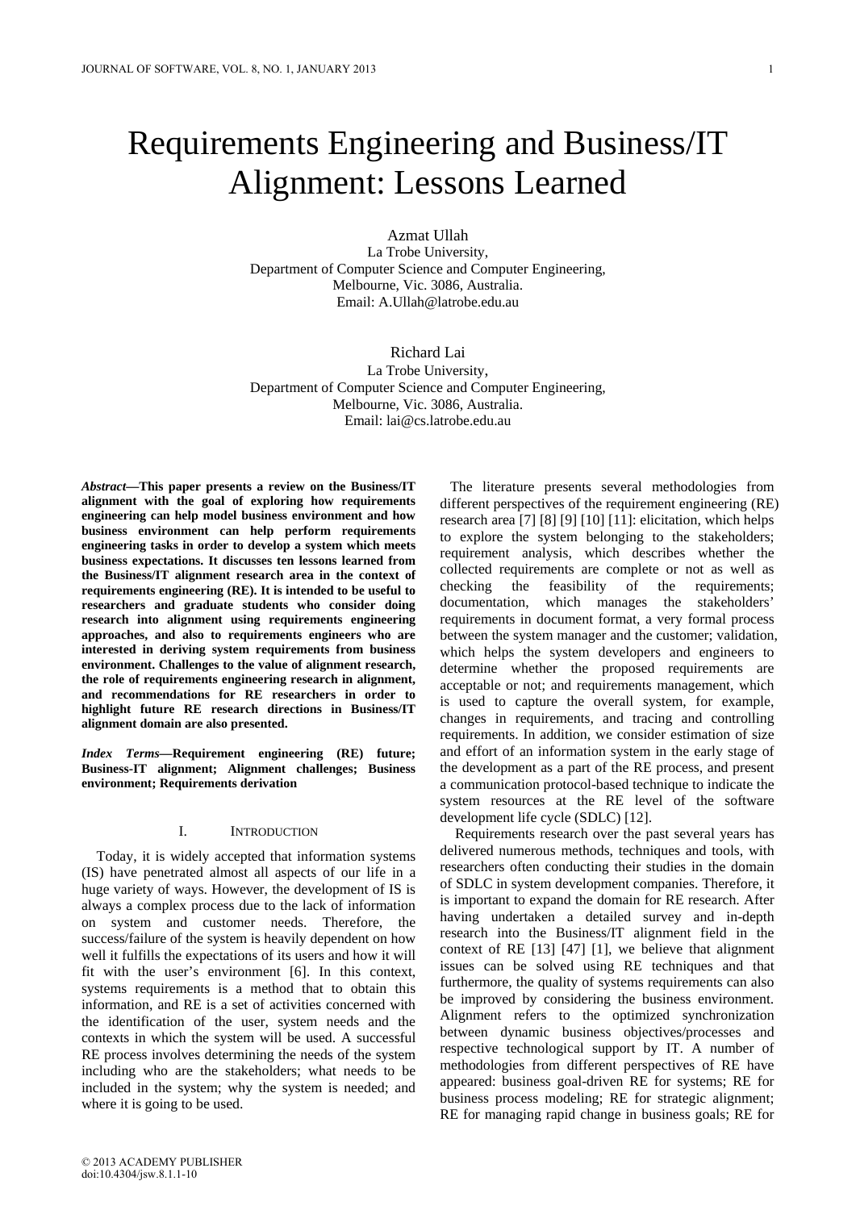# Requirements Engineering and Business/IT Alignment: Lessons Learned

Azmat Ullah
La Trobe University,
Department of Computer Science and Computer Engineering,
Melbourne, Vic. 3086, Australia.
Email: A.Ullah@latrobe.edu.au

Richard Lai
La Trobe University,
Department of Computer Science and Computer Engineering,
Melbourne, Vic. 3086, Australia.
Email: lai@cs.latrobe.edu.au

***Abstract*—This paper presents a review on the Business/IT alignment with the goal of exploring how requirements engineering can help model business environment and how business environment can help perform requirements engineering tasks in order to develop a system which meets business expectations. It discusses ten lessons learned from the Business/IT alignment research area in the context of requirements engineering (RE). It is intended to be useful to researchers and graduate students who consider doing research into alignment using requirements engineering approaches, and also to requirements engineers who are interested in deriving system requirements from business environment. Challenges to the value of alignment research, the role of requirements engineering research in alignment, and recommendations for RE researchers in order to highlight future RE research directions in Business/IT alignment domain are also presented.**

***Index Terms*—Requirement engineering (RE) future; Business-IT alignment; Alignment challenges; Business environment; Requirements derivation**

## I. Introduction

Today, it is widely accepted that information systems (IS) have penetrated almost all aspects of our life in a huge variety of ways. However, the development of IS is always a complex process due to the lack of information on system and customer needs. Therefore, the success/failure of the system is heavily dependent on how well it fulfills the expectations of its users and how it will fit with the user's environment [6]. In this context, systems requirements is a method that to obtain this information, and RE is a set of activities concerned with the identification of the user, system needs and the contexts in which the system will be used. A successful RE process involves determining the needs of the system including who are the stakeholders; what needs to be included in the system; why the system is needed; and where it is going to be used.

The literature presents several methodologies from different perspectives of the requirement engineering (RE) research area [7] [8] [9] [10] [11]: elicitation, which helps to explore the system belonging to the stakeholders; requirement analysis, which describes whether the collected requirements are complete or not as well as checking the feasibility of the requirements; documentation, which manages the stakeholders' requirements in document format, a very formal process between the system manager and the customer; validation, which helps the system developers and engineers to determine whether the proposed requirements are acceptable or not; and requirements management, which is used to capture the overall system, for example, changes in requirements, and tracing and controlling requirements. In addition, we consider estimation of size and effort of an information system in the early stage of the development as a part of the RE process, and present a communication protocol-based technique to indicate the system resources at the RE level of the software development life cycle (SDLC) [12].

Requirements research over the past several years has delivered numerous methods, techniques and tools, with researchers often conducting their studies in the domain of SDLC in system development companies. Therefore, it is important to expand the domain for RE research. After having undertaken a detailed survey and in-depth research into the Business/IT alignment field in the context of RE [13] [47] [1], we believe that alignment issues can be solved using RE techniques and that furthermore, the quality of systems requirements can also be improved by considering the business environment. Alignment refers to the optimized synchronization between dynamic business objectives/processes and respective technological support by IT. A number of methodologies from different perspectives of RE have appeared: business goal-driven RE for systems; RE for business process modeling; RE for strategic alignment; RE for managing rapid change in business goals; RE for

© 2013 ACADEMY PUBLISHER
doi:10.4304/jsw.8.1.1-10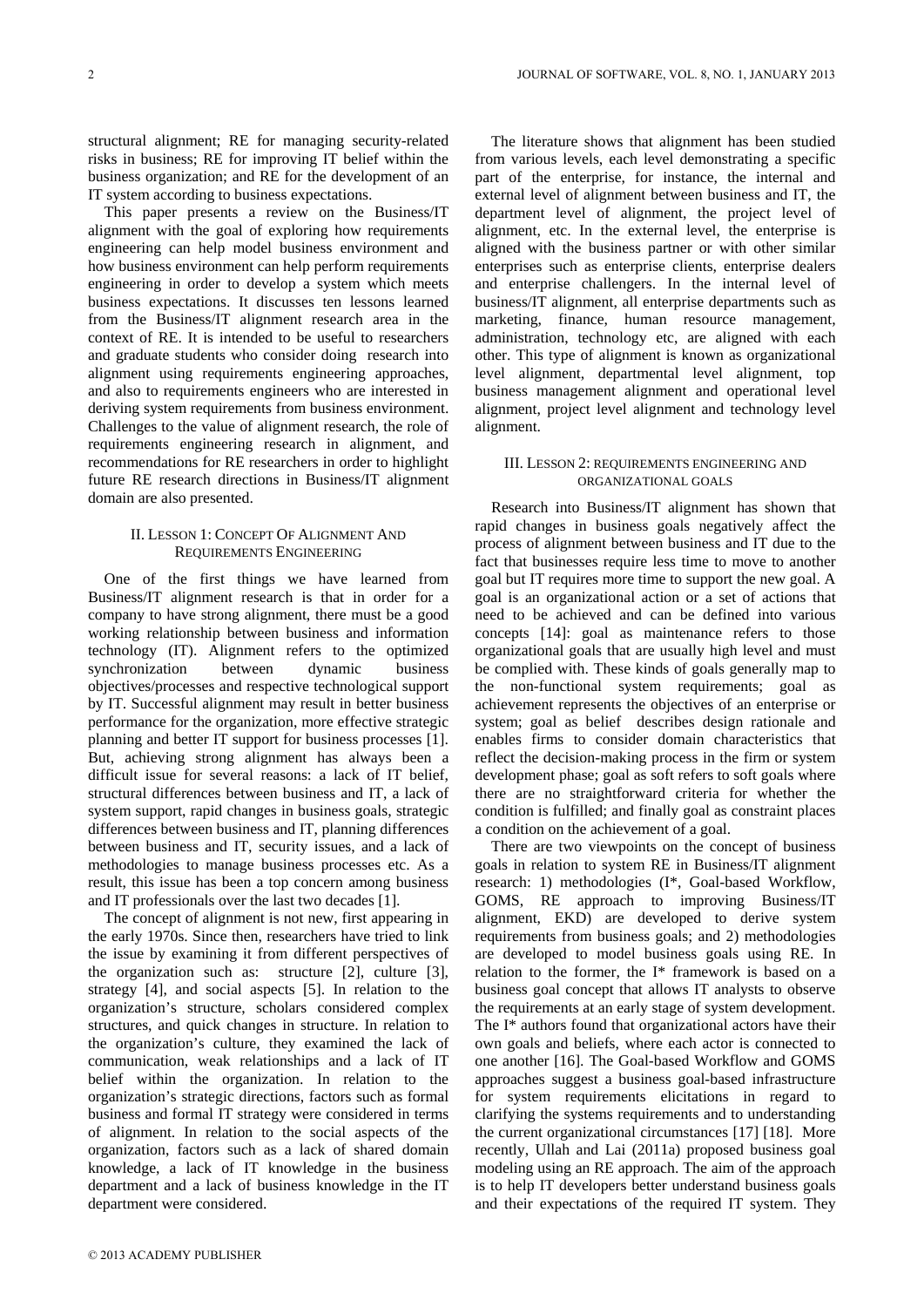structural alignment; RE for managing security-related risks in business; RE for improving IT belief within the business organization; and RE for the development of an IT system according to business expectations.

This paper presents a review on the Business/IT alignment with the goal of exploring how requirements engineering can help model business environment and how business environment can help perform requirements engineering in order to develop a system which meets business expectations. It discusses ten lessons learned from the Business/IT alignment research area in the context of RE. It is intended to be useful to researchers and graduate students who consider doing research into alignment using requirements engineering approaches, and also to requirements engineers who are interested in deriving system requirements from business environment. Challenges to the value of alignment research, the role of requirements engineering research in alignment, and recommendations for RE researchers in order to highlight future RE research directions in Business/IT alignment domain are also presented.

## II. Lesson 1: Concept Of Alignment And Requirements Engineering

One of the first things we have learned from Business/IT alignment research is that in order for a company to have strong alignment, there must be a good working relationship between business and information technology (IT). Alignment refers to the optimized synchronization between dynamic business objectives/processes and respective technological support by IT. Successful alignment may result in better business performance for the organization, more effective strategic planning and better IT support for business processes [1]. But, achieving strong alignment has always been a difficult issue for several reasons: a lack of IT belief, structural differences between business and IT, a lack of system support, rapid changes in business goals, strategic differences between business and IT, planning differences between business and IT, security issues, and a lack of methodologies to manage business processes etc. As a result, this issue has been a top concern among business and IT professionals over the last two decades [1].

The concept of alignment is not new, first appearing in the early 1970s. Since then, researchers have tried to link the issue by examining it from different perspectives of the organization such as: structure [2], culture [3], strategy [4], and social aspects [5]. In relation to the organization's structure, scholars considered complex structures, and quick changes in structure. In relation to the organization's culture, they examined the lack of communication, weak relationships and a lack of IT belief within the organization. In relation to the organization's strategic directions, factors such as formal business and formal IT strategy were considered in terms of alignment. In relation to the social aspects of the organization, factors such as a lack of shared domain knowledge, a lack of IT knowledge in the business department and a lack of business knowledge in the IT department were considered.

The literature shows that alignment has been studied from various levels, each level demonstrating a specific part of the enterprise, for instance, the internal and external level of alignment between business and IT, the department level of alignment, the project level of alignment, etc. In the external level, the enterprise is aligned with the business partner or with other similar enterprises such as enterprise clients, enterprise dealers and enterprise challengers. In the internal level of business/IT alignment, all enterprise departments such as marketing, finance, human resource management, administration, technology etc, are aligned with each other. This type of alignment is known as organizational level alignment, departmental level alignment, top business management alignment and operational level alignment, project level alignment and technology level alignment.

## III. Lesson 2: Requirements Engineering and Organizational Goals

Research into Business/IT alignment has shown that rapid changes in business goals negatively affect the process of alignment between business and IT due to the fact that businesses require less time to move to another goal but IT requires more time to support the new goal. A goal is an organizational action or a set of actions that need to be achieved and can be defined into various concepts [14]: goal as maintenance refers to those organizational goals that are usually high level and must be complied with. These kinds of goals generally map to the non-functional system requirements; goal as achievement represents the objectives of an enterprise or system; goal as belief describes design rationale and enables firms to consider domain characteristics that reflect the decision-making process in the firm or system development phase; goal as soft refers to soft goals where there are no straightforward criteria for whether the condition is fulfilled; and finally goal as constraint places a condition on the achievement of a goal.

There are two viewpoints on the concept of business goals in relation to system RE in Business/IT alignment research: 1) methodologies (I*, Goal-based Workflow, GOMS, RE approach to improving Business/IT alignment, EKD) are developed to derive system requirements from business goals; and 2) methodologies are developed to model business goals using RE. In relation to the former, the I* framework is based on a business goal concept that allows IT analysts to observe the requirements at an early stage of system development. The I* authors found that organizational actors have their own goals and beliefs, where each actor is connected to one another [16]. The Goal-based Workflow and GOMS approaches suggest a business goal-based infrastructure for system requirements elicitations in regard to clarifying the systems requirements and to understanding the current organizational circumstances [17] [18]. More recently, Ullah and Lai (2011a) proposed business goal modeling using an RE approach. The aim of the approach is to help IT developers better understand business goals and their expectations of the required IT system. They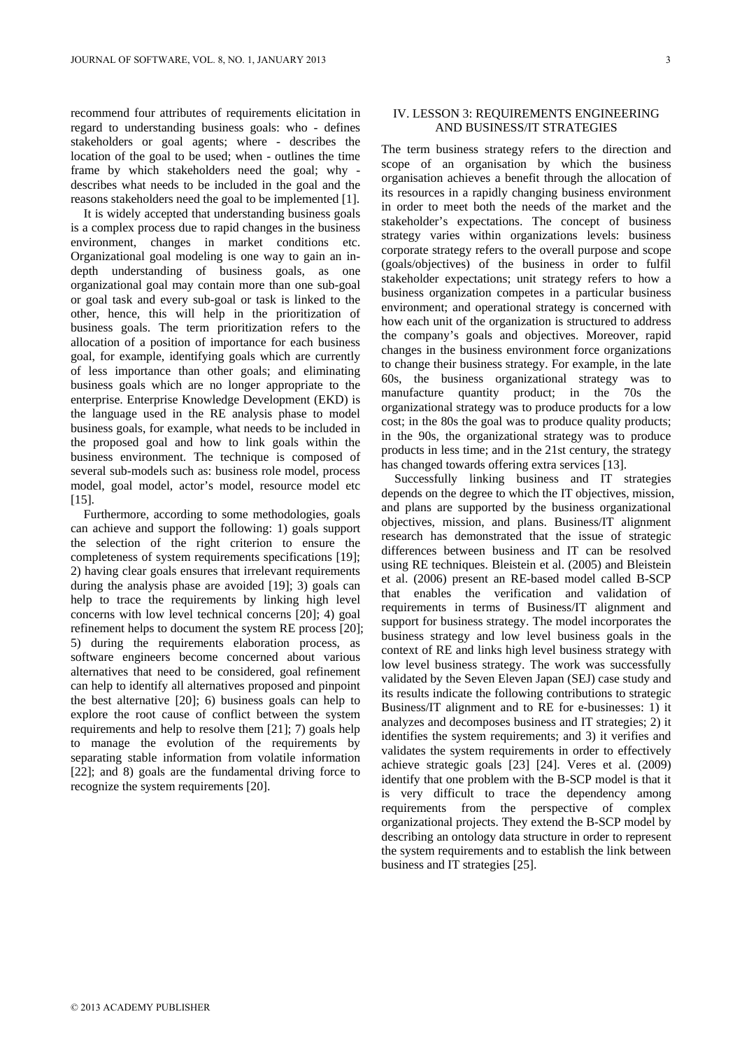recommend four attributes of requirements elicitation in regard to understanding business goals: who - defines stakeholders or goal agents; where - describes the location of the goal to be used; when - outlines the time frame by which stakeholders need the goal; why - describes what needs to be included in the goal and the reasons stakeholders need the goal to be implemented [1].

It is widely accepted that understanding business goals is a complex process due to rapid changes in the business environment, changes in market conditions etc. Organizational goal modeling is one way to gain an in-depth understanding of business goals, as one organizational goal may contain more than one sub-goal or goal task and every sub-goal or task is linked to the other, hence, this will help in the prioritization of business goals. The term prioritization refers to the allocation of a position of importance for each business goal, for example, identifying goals which are currently of less importance than other goals; and eliminating business goals which are no longer appropriate to the enterprise. Enterprise Knowledge Development (EKD) is the language used in the RE analysis phase to model business goals, for example, what needs to be included in the proposed goal and how to link goals within the business environment. The technique is composed of several sub-models such as: business role model, process model, goal model, actor's model, resource model etc [15].

Furthermore, according to some methodologies, goals can achieve and support the following: 1) goals support the selection of the right criterion to ensure the completeness of system requirements specifications [19]; 2) having clear goals ensures that irrelevant requirements during the analysis phase are avoided [19]; 3) goals can help to trace the requirements by linking high level concerns with low level technical concerns [20]; 4) goal refinement helps to document the system RE process [20]; 5) during the requirements elaboration process, as software engineers become concerned about various alternatives that need to be considered, goal refinement can help to identify all alternatives proposed and pinpoint the best alternative [20]; 6) business goals can help to explore the root cause of conflict between the system requirements and help to resolve them [21]; 7) goals help to manage the evolution of the requirements by separating stable information from volatile information [22]; and 8) goals are the fundamental driving force to recognize the system requirements [20].

## IV. LESSON 3: REQUIREMENTS ENGINEERING AND BUSINESS/IT STRATEGIES

The term business strategy refers to the direction and scope of an organisation by which the business organisation achieves a benefit through the allocation of its resources in a rapidly changing business environment in order to meet both the needs of the market and the stakeholder's expectations. The concept of business strategy varies within organizations levels: business corporate strategy refers to the overall purpose and scope (goals/objectives) of the business in order to fulfil stakeholder expectations; unit strategy refers to how a business organization competes in a particular business environment; and operational strategy is concerned with how each unit of the organization is structured to address the company's goals and objectives. Moreover, rapid changes in the business environment force organizations to change their business strategy. For example, in the late 60s, the business organizational strategy was to manufacture quantity product; in the 70s the organizational strategy was to produce products for a low cost; in the 80s the goal was to produce quality products; in the 90s, the organizational strategy was to produce products in less time; and in the 21st century, the strategy has changed towards offering extra services [13].

Successfully linking business and IT strategies depends on the degree to which the IT objectives, mission, and plans are supported by the business organizational objectives, mission, and plans. Business/IT alignment research has demonstrated that the issue of strategic differences between business and IT can be resolved using RE techniques. Bleistein et al. (2005) and Bleistein et al. (2006) present an RE-based model called B-SCP that enables the verification and validation of requirements in terms of Business/IT alignment and support for business strategy. The model incorporates the business strategy and low level business goals in the context of RE and links high level business strategy with low level business strategy. The work was successfully validated by the Seven Eleven Japan (SEJ) case study and its results indicate the following contributions to strategic Business/IT alignment and to RE for e-businesses: 1) it analyzes and decomposes business and IT strategies; 2) it identifies the system requirements; and 3) it verifies and validates the system requirements in order to effectively achieve strategic goals [23] [24]. Veres et al. (2009) identify that one problem with the B-SCP model is that it is very difficult to trace the dependency among requirements from the perspective of complex organizational projects. They extend the B-SCP model by describing an ontology data structure in order to represent the system requirements and to establish the link between business and IT strategies [25].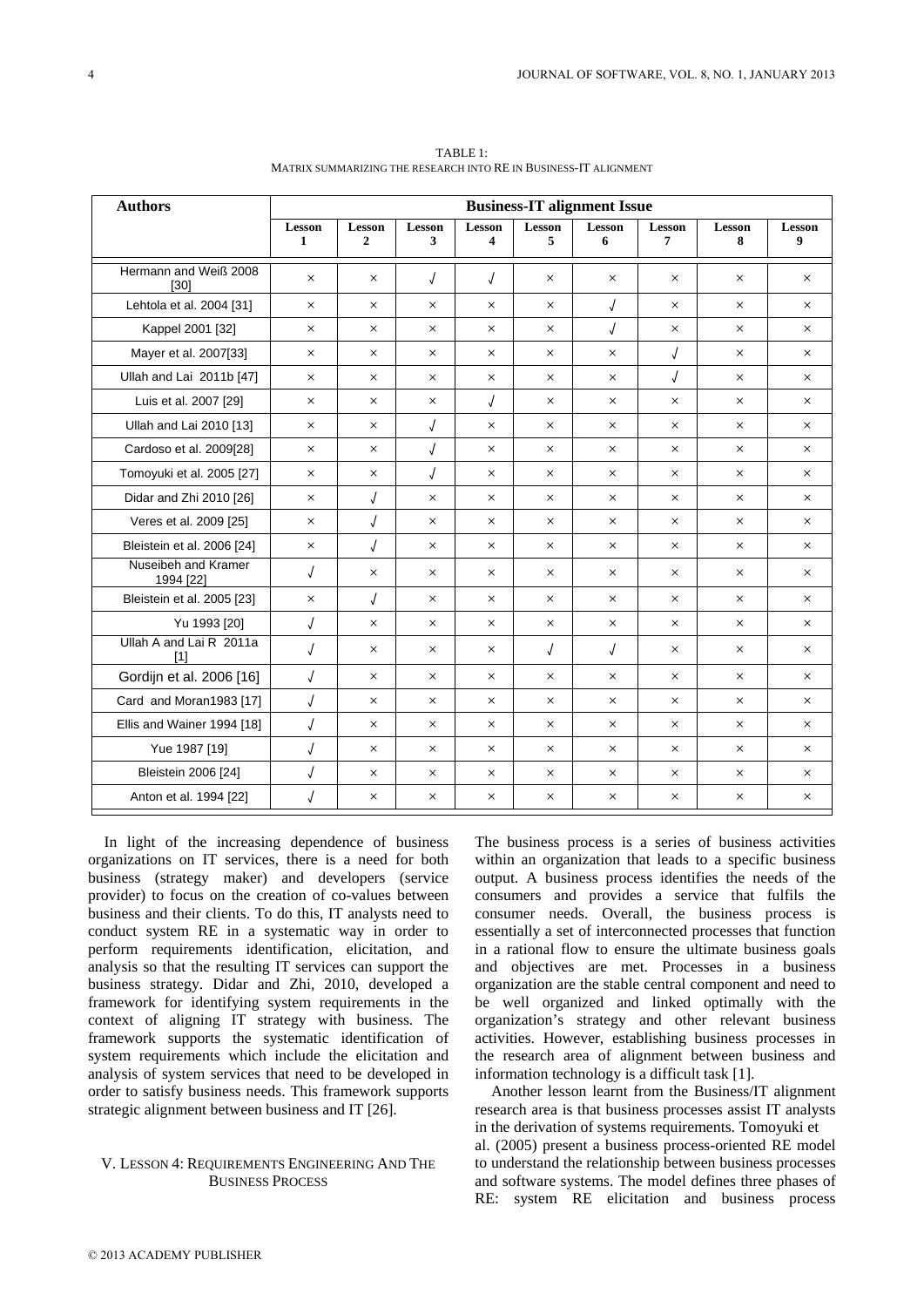TABLE 1:
MATRIX SUMMARIZING THE RESEARCH INTO RE IN BUSINESS-IT ALIGNMENT

| **Authors** | **Business-IT alignment Issue** | | | | | | | | |
|---|---|---|---|---|---|---|---|---|---|
| | **Lesson 1** | **Lesson 2** | **Lesson 3** | **Lesson 4** | **Lesson 5** | **Lesson 6** | **Lesson 7** | **Lesson 8** | **Lesson 9** |
| Hermann and Weiß 2008 [30] | × | × | √ | √ | × | × | × | × | × |
| Lehtola et al. 2004 [31] | × | × | × | × | × | √ | × | × | × |
| Kappel 2001 [32] | × | × | × | × | × | √ | × | × | × |
| Mayer et al. 2007[33] | × | × | × | × | × | × | √ | × | × |
| Ullah and Lai 2011b [47] | × | × | × | × | × | × | √ | × | × |
| Luis et al. 2007 [29] | × | × | × | √ | × | × | × | × | × |
| Ullah and Lai 2010 [13] | × | × | √ | × | × | × | × | × | × |
| Cardoso et al. 2009[28] | × | × | √ | × | × | × | × | × | × |
| Tomoyuki et al. 2005 [27] | × | × | √ | × | × | × | × | × | × |
| Didar and Zhi 2010 [26] | × | √ | × | × | × | × | × | × | × |
| Veres et al. 2009 [25] | × | √ | × | × | × | × | × | × | × |
| Bleistein et al. 2006 [24] | × | √ | × | × | × | × | × | × | × |
| Nuseibeh and Kramer 1994 [22] | √ | × | × | × | × | × | × | × | × |
| Bleistein et al. 2005 [23] | × | √ | × | × | × | × | × | × | × |
| Yu 1993 [20] | √ | × | × | × | × | × | × | × | × |
| Ullah A and Lai R 2011a [1] | √ | × | × | × | √ | √ | × | × | × |
| Gordijn et al. 2006 [16] | √ | × | × | × | × | × | × | × | × |
| Card and Moran1983 [17] | √ | × | × | × | × | × | × | × | × |
| Ellis and Wainer 1994 [18] | √ | × | × | × | × | × | × | × | × |
| Yue 1987 [19] | √ | × | × | × | × | × | × | × | × |
| Bleistein 2006 [24] | √ | × | × | × | × | × | × | × | × |
| Anton et al. 1994 [22] | √ | × | × | × | × | × | × | × | × |

In light of the increasing dependence of business organizations on IT services, there is a need for both business (strategy maker) and developers (service provider) to focus on the creation of co-values between business and their clients. To do this, IT analysts need to conduct system RE in a systematic way in order to perform requirements identification, elicitation, and analysis so that the resulting IT services can support the business strategy. Didar and Zhi, 2010, developed a framework for identifying system requirements in the context of aligning IT strategy with business. The framework supports the systematic identification of system requirements which include the elicitation and analysis of system services that need to be developed in order to satisfy business needs. This framework supports strategic alignment between business and IT [26].

## V. LESSON 4: REQUIREMENTS ENGINEERING AND THE BUSINESS PROCESS

The business process is a series of business activities within an organization that leads to a specific business output. A business process identifies the needs of the consumers and provides a service that fulfils the consumer needs. Overall, the business process is essentially a set of interconnected processes that function in a rational flow to ensure the ultimate business goals and objectives are met. Processes in a business organization are the stable central component and need to be well organized and linked optimally with the organization's strategy and other relevant business activities. However, establishing business processes in the research area of alignment between business and information technology is a difficult task [1].

Another lesson learnt from the Business/IT alignment research area is that business processes assist IT analysts in the derivation of systems requirements. Tomoyuki et al. (2005) present a business process-oriented RE model to understand the relationship between business processes and software systems. The model defines three phases of RE: system RE elicitation and business process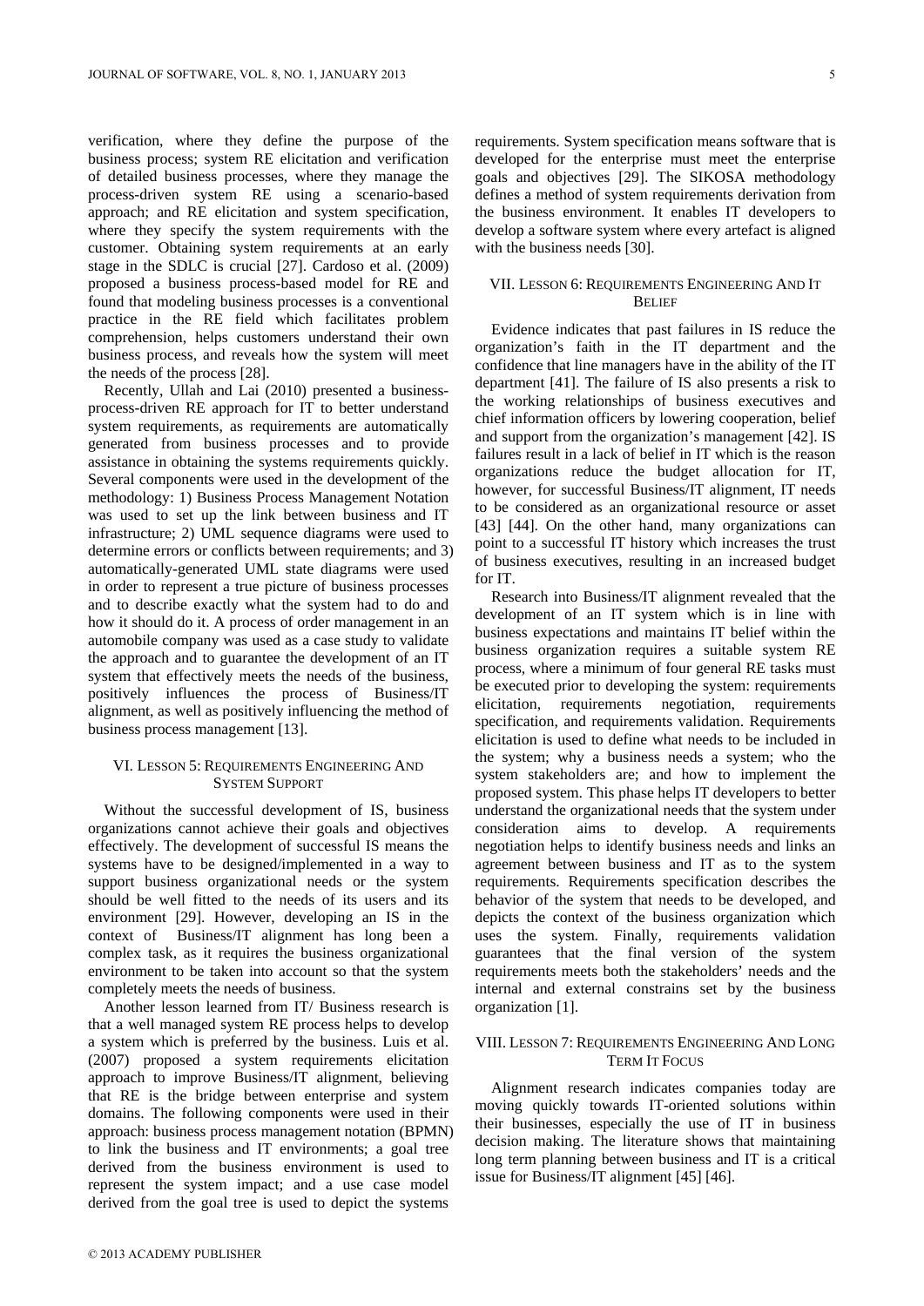verification, where they define the purpose of the business process; system RE elicitation and verification of detailed business processes, where they manage the process-driven system RE using a scenario-based approach; and RE elicitation and system specification, where they specify the system requirements with the customer. Obtaining system requirements at an early stage in the SDLC is crucial [27]. Cardoso et al. (2009) proposed a business process-based model for RE and found that modeling business processes is a conventional practice in the RE field which facilitates problem comprehension, helps customers understand their own business process, and reveals how the system will meet the needs of the process [28].

Recently, Ullah and Lai (2010) presented a business-process-driven RE approach for IT to better understand system requirements, as requirements are automatically generated from business processes and to provide assistance in obtaining the systems requirements quickly. Several components were used in the development of the methodology: 1) Business Process Management Notation was used to set up the link between business and IT infrastructure; 2) UML sequence diagrams were used to determine errors or conflicts between requirements; and 3) automatically-generated UML state diagrams were used in order to represent a true picture of business processes and to describe exactly what the system had to do and how it should do it. A process of order management in an automobile company was used as a case study to validate the approach and to guarantee the development of an IT system that effectively meets the needs of the business, positively influences the process of Business/IT alignment, as well as positively influencing the method of business process management [13].

## VI. Lesson 5: Requirements Engineering And System Support

Without the successful development of IS, business organizations cannot achieve their goals and objectives effectively. The development of successful IS means the systems have to be designed/implemented in a way to support business organizational needs or the system should be well fitted to the needs of its users and its environment [29]. However, developing an IS in the context of Business/IT alignment has long been a complex task, as it requires the business organizational environment to be taken into account so that the system completely meets the needs of business.

Another lesson learned from IT/ Business research is that a well managed system RE process helps to develop a system which is preferred by the business. Luis et al. (2007) proposed a system requirements elicitation approach to improve Business/IT alignment, believing that RE is the bridge between enterprise and system domains. The following components were used in their approach: business process management notation (BPMN) to link the business and IT environments; a goal tree derived from the business environment is used to represent the system impact; and a use case model derived from the goal tree is used to depict the systems requirements. System specification means software that is developed for the enterprise must meet the enterprise goals and objectives [29]. The SIKOSA methodology defines a method of system requirements derivation from the business environment. It enables IT developers to develop a software system where every artefact is aligned with the business needs [30].

## VII. Lesson 6: Requirements Engineering And It Belief

Evidence indicates that past failures in IS reduce the organization's faith in the IT department and the confidence that line managers have in the ability of the IT department [41]. The failure of IS also presents a risk to the working relationships of business executives and chief information officers by lowering cooperation, belief and support from the organization's management [42]. IS failures result in a lack of belief in IT which is the reason organizations reduce the budget allocation for IT, however, for successful Business/IT alignment, IT needs to be considered as an organizational resource or asset [43] [44]. On the other hand, many organizations can point to a successful IT history which increases the trust of business executives, resulting in an increased budget for IT.

Research into Business/IT alignment revealed that the development of an IT system which is in line with business expectations and maintains IT belief within the business organization requires a suitable system RE process, where a minimum of four general RE tasks must be executed prior to developing the system: requirements elicitation, requirements negotiation, requirements specification, and requirements validation. Requirements elicitation is used to define what needs to be included in the system; why a business needs a system; who the system stakeholders are; and how to implement the proposed system. This phase helps IT developers to better understand the organizational needs that the system under consideration aims to develop. A requirements negotiation helps to identify business needs and links an agreement between business and IT as to the system requirements. Requirements specification describes the behavior of the system that needs to be developed, and depicts the context of the business organization which uses the system. Finally, requirements validation guarantees that the final version of the system requirements meets both the stakeholders' needs and the internal and external constrains set by the business organization [1].

## VIII. Lesson 7: Requirements Engineering And Long Term It Focus

Alignment research indicates companies today are moving quickly towards IT-oriented solutions within their businesses, especially the use of IT in business decision making. The literature shows that maintaining long term planning between business and IT is a critical issue for Business/IT alignment [45] [46].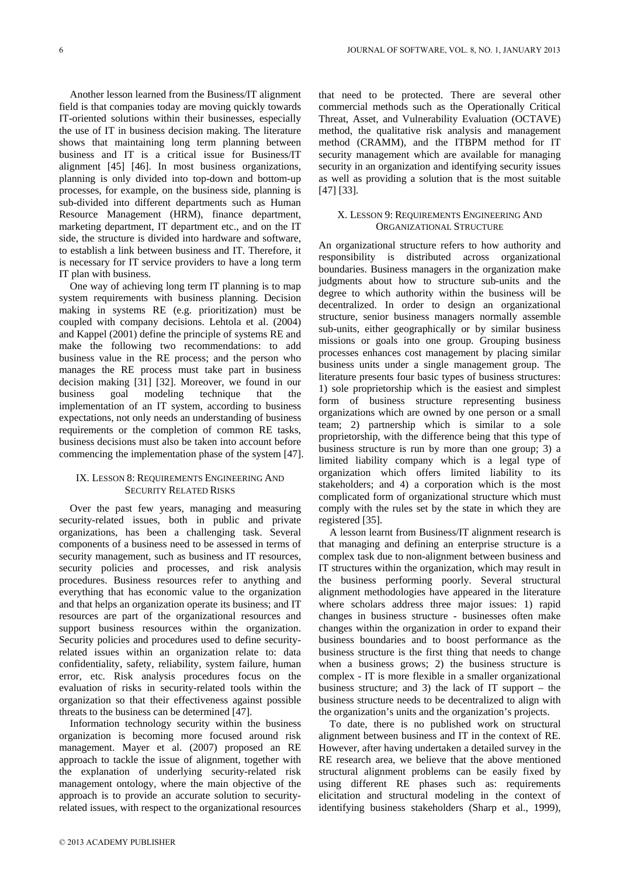Another lesson learned from the Business/IT alignment field is that companies today are moving quickly towards IT-oriented solutions within their businesses, especially the use of IT in business decision making. The literature shows that maintaining long term planning between business and IT is a critical issue for Business/IT alignment [45] [46]. In most business organizations, planning is only divided into top-down and bottom-up processes, for example, on the business side, planning is sub-divided into different departments such as Human Resource Management (HRM), finance department, marketing department, IT department etc., and on the IT side, the structure is divided into hardware and software, to establish a link between business and IT. Therefore, it is necessary for IT service providers to have a long term IT plan with business.

One way of achieving long term IT planning is to map system requirements with business planning. Decision making in systems RE (e.g. prioritization) must be coupled with company decisions. Lehtola et al. (2004) and Kappel (2001) define the principle of systems RE and make the following two recommendations: to add business value in the RE process; and the person who manages the RE process must take part in business decision making [31] [32]. Moreover, we found in our business goal modeling technique that the implementation of an IT system, according to business expectations, not only needs an understanding of business requirements or the completion of common RE tasks, business decisions must also be taken into account before commencing the implementation phase of the system [47].

## IX. Lesson 8: Requirements Engineering And Security Related Risks

Over the past few years, managing and measuring security-related issues, both in public and private organizations, has been a challenging task. Several components of a business need to be assessed in terms of security management, such as business and IT resources, security policies and processes, and risk analysis procedures. Business resources refer to anything and everything that has economic value to the organization and that helps an organization operate its business; and IT resources are part of the organizational resources and support business resources within the organization. Security policies and procedures used to define security-related issues within an organization relate to: data confidentiality, safety, reliability, system failure, human error, etc. Risk analysis procedures focus on the evaluation of risks in security-related tools within the organization so that their effectiveness against possible threats to the business can be determined [47].

Information technology security within the business organization is becoming more focused around risk management. Mayer et al. (2007) proposed an RE approach to tackle the issue of alignment, together with the explanation of underlying security-related risk management ontology, where the main objective of the approach is to provide an accurate solution to security-related issues, with respect to the organizational resources that need to be protected. There are several other commercial methods such as the Operationally Critical Threat, Asset, and Vulnerability Evaluation (OCTAVE) method, the qualitative risk analysis and management method (CRAMM), and the ITBPM method for IT security management which are available for managing security in an organization and identifying security issues as well as providing a solution that is the most suitable [47] [33].

## X. Lesson 9: Requirements Engineering And Organizational Structure

An organizational structure refers to how authority and responsibility is distributed across organizational boundaries. Business managers in the organization make judgments about how to structure sub-units and the degree to which authority within the business will be decentralized. In order to design an organizational structure, senior business managers normally assemble sub-units, either geographically or by similar business missions or goals into one group. Grouping business processes enhances cost management by placing similar business units under a single management group. The literature presents four basic types of business structures: 1) sole proprietorship which is the easiest and simplest form of business structure representing business organizations which are owned by one person or a small team; 2) partnership which is similar to a sole proprietorship, with the difference being that this type of business structure is run by more than one group; 3) a limited liability company which is a legal type of organization which offers limited liability to its stakeholders; and 4) a corporation which is the most complicated form of organizational structure which must comply with the rules set by the state in which they are registered [35].

A lesson learnt from Business/IT alignment research is that managing and defining an enterprise structure is a complex task due to non-alignment between business and IT structures within the organization, which may result in the business performing poorly. Several structural alignment methodologies have appeared in the literature where scholars address three major issues: 1) rapid changes in business structure - businesses often make changes within the organization in order to expand their business boundaries and to boost performance as the business structure is the first thing that needs to change when a business grows; 2) the business structure is complex - IT is more flexible in a smaller organizational business structure; and 3) the lack of IT support – the business structure needs to be decentralized to align with the organization's units and the organization's projects.

To date, there is no published work on structural alignment between business and IT in the context of RE. However, after having undertaken a detailed survey in the RE research area, we believe that the above mentioned structural alignment problems can be easily fixed by using different RE phases such as: requirements elicitation and structural modeling in the context of identifying business stakeholders (Sharp et al., 1999),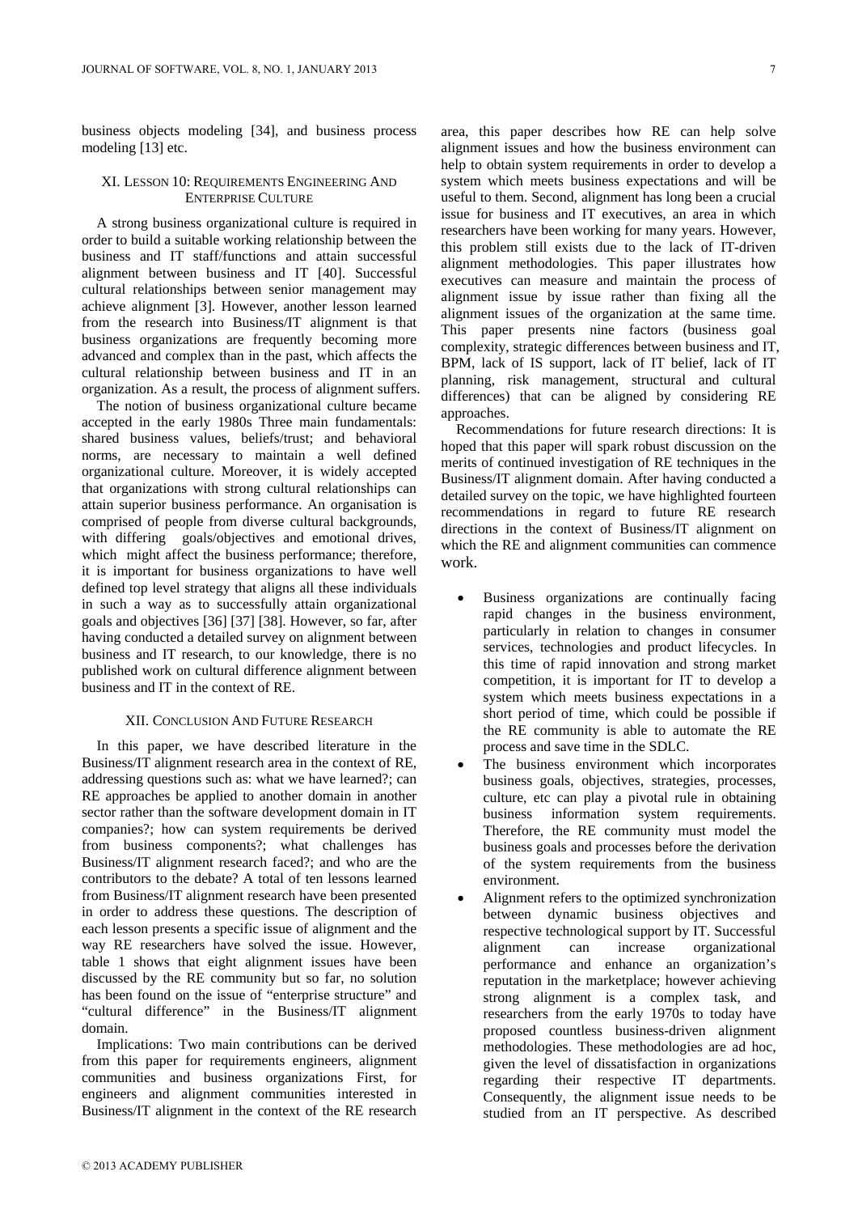business objects modeling [34], and business process modeling [13] etc.

## XI. Lesson 10: Requirements Engineering And Enterprise Culture

A strong business organizational culture is required in order to build a suitable working relationship between the business and IT staff/functions and attain successful alignment between business and IT [40]. Successful cultural relationships between senior management may achieve alignment [3]. However, another lesson learned from the research into Business/IT alignment is that business organizations are frequently becoming more advanced and complex than in the past, which affects the cultural relationship between business and IT in an organization. As a result, the process of alignment suffers.

The notion of business organizational culture became accepted in the early 1980s Three main fundamentals: shared business values, beliefs/trust; and behavioral norms, are necessary to maintain a well defined organizational culture. Moreover, it is widely accepted that organizations with strong cultural relationships can attain superior business performance. An organisation is comprised of people from diverse cultural backgrounds, with differing goals/objectives and emotional drives, which might affect the business performance; therefore, it is important for business organizations to have well defined top level strategy that aligns all these individuals in such a way as to successfully attain organizational goals and objectives [36] [37] [38]. However, so far, after having conducted a detailed survey on alignment between business and IT research, to our knowledge, there is no published work on cultural difference alignment between business and IT in the context of RE.

## XII. Conclusion And Future Research

In this paper, we have described literature in the Business/IT alignment research area in the context of RE, addressing questions such as: what we have learned?; can RE approaches be applied to another domain in another sector rather than the software development domain in IT companies?; how can system requirements be derived from business components?; what challenges has Business/IT alignment research faced?; and who are the contributors to the debate? A total of ten lessons learned from Business/IT alignment research have been presented in order to address these questions. The description of each lesson presents a specific issue of alignment and the way RE researchers have solved the issue. However, table 1 shows that eight alignment issues have been discussed by the RE community but so far, no solution has been found on the issue of "enterprise structure" and "cultural difference" in the Business/IT alignment domain.

Implications: Two main contributions can be derived from this paper for requirements engineers, alignment communities and business organizations First, for engineers and alignment communities interested in Business/IT alignment in the context of the RE research area, this paper describes how RE can help solve alignment issues and how the business environment can help to obtain system requirements in order to develop a system which meets business expectations and will be useful to them. Second, alignment has long been a crucial issue for business and IT executives, an area in which researchers have been working for many years. However, this problem still exists due to the lack of IT-driven alignment methodologies. This paper illustrates how executives can measure and maintain the process of alignment issue by issue rather than fixing all the alignment issues of the organization at the same time. This paper presents nine factors (business goal complexity, strategic differences between business and IT, BPM, lack of IS support, lack of IT belief, lack of IT planning, risk management, structural and cultural differences) that can be aligned by considering RE approaches.

Recommendations for future research directions: It is hoped that this paper will spark robust discussion on the merits of continued investigation of RE techniques in the Business/IT alignment domain. After having conducted a detailed survey on the topic, we have highlighted fourteen recommendations in regard to future RE research directions in the context of Business/IT alignment on which the RE and alignment communities can commence work.

- Business organizations are continually facing rapid changes in the business environment, particularly in relation to changes in consumer services, technologies and product lifecycles. In this time of rapid innovation and strong market competition, it is important for IT to develop a system which meets business expectations in a short period of time, which could be possible if the RE community is able to automate the RE process and save time in the SDLC.
- The business environment which incorporates business goals, objectives, strategies, processes, culture, etc can play a pivotal rule in obtaining business information system requirements. Therefore, the RE community must model the business goals and processes before the derivation of the system requirements from the business environment.
- Alignment refers to the optimized synchronization between dynamic business objectives and respective technological support by IT. Successful alignment can increase organizational performance and enhance an organization's reputation in the marketplace; however achieving strong alignment is a complex task, and researchers from the early 1970s to today have proposed countless business-driven alignment methodologies. These methodologies are ad hoc, given the level of dissatisfaction in organizations regarding their respective IT departments. Consequently, the alignment issue needs to be studied from an IT perspective. As described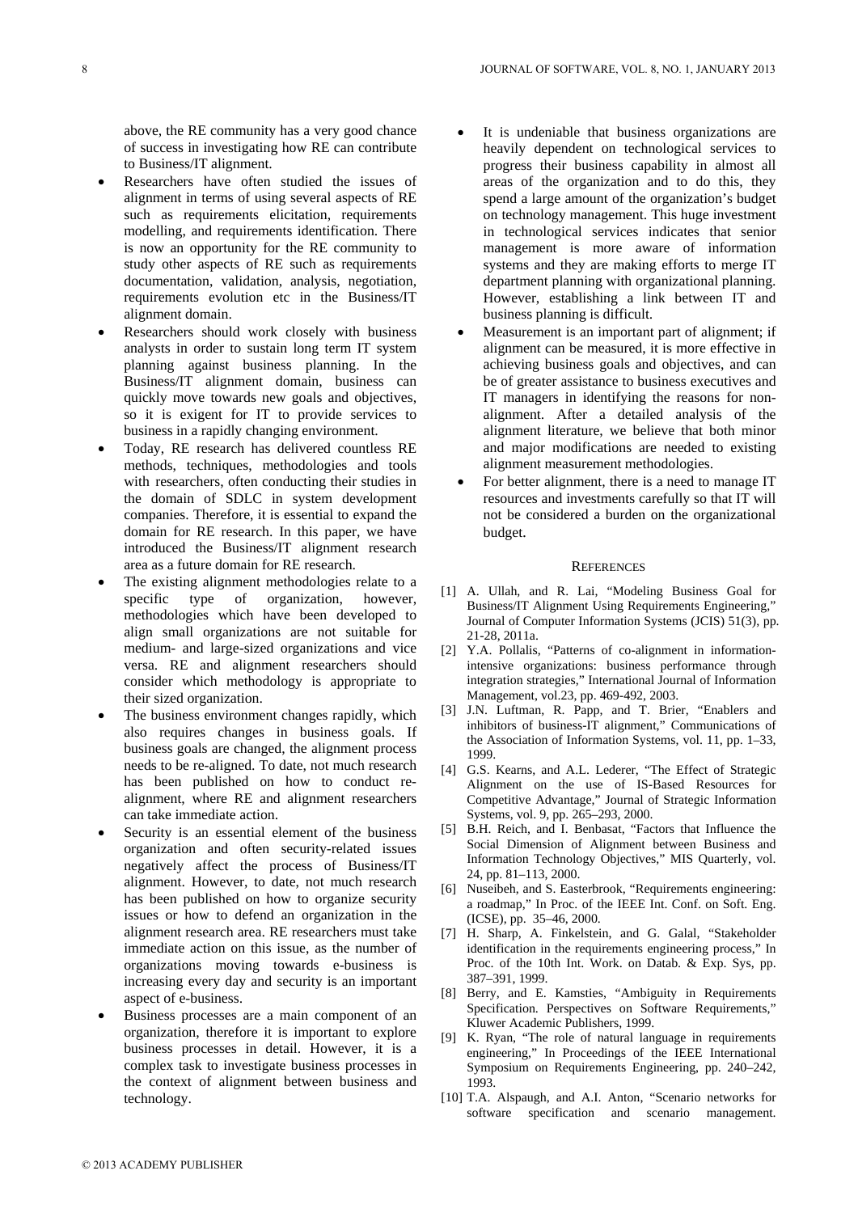above, the RE community has a very good chance of success in investigating how RE can contribute to Business/IT alignment.

- Researchers have often studied the issues of alignment in terms of using several aspects of RE such as requirements elicitation, requirements modelling, and requirements identification. There is now an opportunity for the RE community to study other aspects of RE such as requirements documentation, validation, analysis, negotiation, requirements evolution etc in the Business/IT alignment domain.
- Researchers should work closely with business analysts in order to sustain long term IT system planning against business planning. In the Business/IT alignment domain, business can quickly move towards new goals and objectives, so it is exigent for IT to provide services to business in a rapidly changing environment.
- Today, RE research has delivered countless RE methods, techniques, methodologies and tools with researchers, often conducting their studies in the domain of SDLC in system development companies. Therefore, it is essential to expand the domain for RE research. In this paper, we have introduced the Business/IT alignment research area as a future domain for RE research.
- The existing alignment methodologies relate to a specific type of organization, however, methodologies which have been developed to align small organizations are not suitable for medium- and large-sized organizations and vice versa. RE and alignment researchers should consider which methodology is appropriate to their sized organization.
- The business environment changes rapidly, which also requires changes in business goals. If business goals are changed, the alignment process needs to be re-aligned. To date, not much research has been published on how to conduct re-alignment, where RE and alignment researchers can take immediate action.
- Security is an essential element of the business organization and often security-related issues negatively affect the process of Business/IT alignment. However, to date, not much research has been published on how to organize security issues or how to defend an organization in the alignment research area. RE researchers must take immediate action on this issue, as the number of organizations moving towards e-business is increasing every day and security is an important aspect of e-business.
- Business processes are a main component of an organization, therefore it is important to explore business processes in detail. However, it is a complex task to investigate business processes in the context of alignment between business and technology.
- It is undeniable that business organizations are heavily dependent on technological services to progress their business capability in almost all areas of the organization and to do this, they spend a large amount of the organization's budget on technology management. This huge investment in technological services indicates that senior management is more aware of information systems and they are making efforts to merge IT department planning with organizational planning. However, establishing a link between IT and business planning is difficult.
- Measurement is an important part of alignment; if alignment can be measured, it is more effective in achieving business goals and objectives, and can be of greater assistance to business executives and IT managers in identifying the reasons for non-alignment. After a detailed analysis of the alignment literature, we believe that both minor and major modifications are needed to existing alignment measurement methodologies.
- For better alignment, there is a need to manage IT resources and investments carefully so that IT will not be considered a burden on the organizational budget.

## REFERENCES

[1] A. Ullah, and R. Lai, "Modeling Business Goal for Business/IT Alignment Using Requirements Engineering," Journal of Computer Information Systems (JCIS) 51(3), pp. 21-28, 2011a.

[2] Y.A. Pollalis, "Patterns of co-alignment in information-intensive organizations: business performance through integration strategies," International Journal of Information Management, vol.23, pp. 469-492, 2003.

[3] J.N. Luftman, R. Papp, and T. Brier, "Enablers and inhibitors of business-IT alignment," Communications of the Association of Information Systems, vol. 11, pp. 1–33, 1999.

[4] G.S. Kearns, and A.L. Lederer, "The Effect of Strategic Alignment on the use of IS-Based Resources for Competitive Advantage," Journal of Strategic Information Systems, vol. 9, pp. 265–293, 2000.

[5] B.H. Reich, and I. Benbasat, "Factors that Influence the Social Dimension of Alignment between Business and Information Technology Objectives," MIS Quarterly, vol. 24, pp. 81–113, 2000.

[6] Nuseibeh, and S. Easterbrook, "Requirements engineering: a roadmap," In Proc. of the IEEE Int. Conf. on Soft. Eng. (ICSE), pp. 35–46, 2000.

[7] H. Sharp, A. Finkelstein, and G. Galal, "Stakeholder identification in the requirements engineering process," In Proc. of the 10th Int. Work. on Datab. & Exp. Sys, pp. 387–391, 1999.

[8] Berry, and E. Kamsties, "Ambiguity in Requirements Specification. Perspectives on Software Requirements," Kluwer Academic Publishers, 1999.

[9] K. Ryan, "The role of natural language in requirements engineering," In Proceedings of the IEEE International Symposium on Requirements Engineering, pp. 240–242, 1993.

[10] T.A. Alspaugh, and A.I. Anton, "Scenario networks for software specification and scenario management.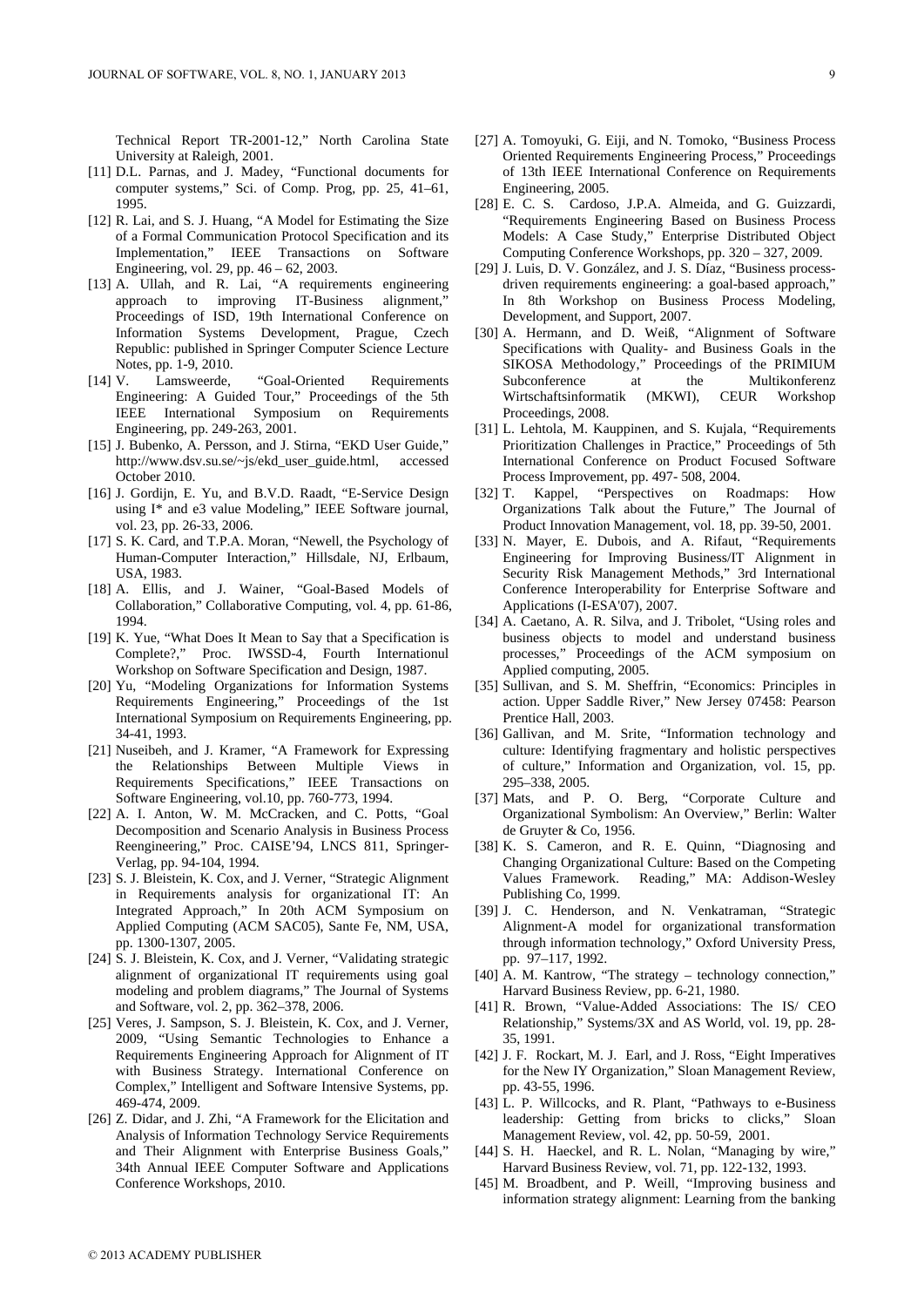Technical Report TR-2001-12," North Carolina State University at Raleigh, 2001.

[11] D.L. Parnas, and J. Madey, "Functional documents for computer systems," Sci. of Comp. Prog, pp. 25, 41–61, 1995.

[12] R. Lai, and S. J. Huang, "A Model for Estimating the Size of a Formal Communication Protocol Specification and its Implementation," IEEE Transactions on Software Engineering, vol. 29, pp. 46 – 62, 2003.

[13] A. Ullah, and R. Lai, "A requirements engineering approach to improving IT-Business alignment," Proceedings of ISD, 19th International Conference on Information Systems Development, Prague, Czech Republic: published in Springer Computer Science Lecture Notes, pp. 1-9, 2010.

[14] V. Lamsweerde, "Goal-Oriented Requirements Engineering: A Guided Tour," Proceedings of the 5th IEEE International Symposium on Requirements Engineering, pp. 249-263, 2001.

[15] J. Bubenko, A. Persson, and J. Stirna, "EKD User Guide," http://www.dsv.su.se/~js/ekd_user_guide.html, accessed October 2010.

[16] J. Gordijn, E. Yu, and B.V.D. Raadt, "E-Service Design using I* and e3 value Modeling," IEEE Software journal, vol. 23, pp. 26-33, 2006.

[17] S. K. Card, and T.P.A. Moran, "Newell, the Psychology of Human-Computer Interaction," Hillsdale, NJ, Erlbaum, USA, 1983.

[18] A. Ellis, and J. Wainer, "Goal-Based Models of Collaboration," Collaborative Computing, vol. 4, pp. 61-86, 1994.

[19] K. Yue, "What Does It Mean to Say that a Specification is Complete?," Proc. IWSSD-4, Fourth Internationul Workshop on Software Specification and Design, 1987.

[20] Yu, "Modeling Organizations for Information Systems Requirements Engineering," Proceedings of the 1st International Symposium on Requirements Engineering, pp. 34-41, 1993.

[21] Nuseibeh, and J. Kramer, "A Framework for Expressing the Relationships Between Multiple Views in Requirements Specifications," IEEE Transactions on Software Engineering, vol.10, pp. 760-773, 1994.

[22] A. I. Anton, W. M. McCracken, and C. Potts, "Goal Decomposition and Scenario Analysis in Business Process Reengineering," Proc. CAISE'94, LNCS 811, Springer-Verlag, pp. 94-104, 1994.

[23] S. J. Bleistein, K. Cox, and J. Verner, "Strategic Alignment in Requirements analysis for organizational IT: An Integrated Approach," In 20th ACM Symposium on Applied Computing (ACM SAC05), Sante Fe, NM, USA, pp. 1300-1307, 2005.

[24] S. J. Bleistein, K. Cox, and J. Verner, "Validating strategic alignment of organizational IT requirements using goal modeling and problem diagrams," The Journal of Systems and Software, vol. 2, pp. 362–378, 2006.

[25] Veres, J. Sampson, S. J. Bleistein, K. Cox, and J. Verner, 2009, "Using Semantic Technologies to Enhance a Requirements Engineering Approach for Alignment of IT with Business Strategy. International Conference on Complex," Intelligent and Software Intensive Systems, pp. 469-474, 2009.

[26] Z. Didar, and J. Zhi, "A Framework for the Elicitation and Analysis of Information Technology Service Requirements and Their Alignment with Enterprise Business Goals," 34th Annual IEEE Computer Software and Applications Conference Workshops, 2010.

[27] A. Tomoyuki, G. Eiji, and N. Tomoko, "Business Process Oriented Requirements Engineering Process," Proceedings of 13th IEEE International Conference on Requirements Engineering, 2005.

[28] E. C. S. Cardoso, J.P.A. Almeida, and G. Guizzardi, "Requirements Engineering Based on Business Process Models: A Case Study," Enterprise Distributed Object Computing Conference Workshops, pp. 320 – 327, 2009.

[29] J. Luis, D. V. González, and J. S. Díaz, "Business process-driven requirements engineering: a goal-based approach," In 8th Workshop on Business Process Modeling, Development, and Support, 2007.

[30] A. Hermann, and D. Weiß, "Alignment of Software Specifications with Quality- and Business Goals in the SIKOSA Methodology," Proceedings of the PRIMIUM Subconference at the Multikonferenz Wirtschaftsinformatik (MKWI), CEUR Workshop Proceedings, 2008.

[31] L. Lehtola, M. Kauppinen, and S. Kujala, "Requirements Prioritization Challenges in Practice," Proceedings of 5th International Conference on Product Focused Software Process Improvement, pp. 497- 508, 2004.

[32] T. Kappel, "Perspectives on Roadmaps: How Organizations Talk about the Future," The Journal of Product Innovation Management, vol. 18, pp. 39-50, 2001.

[33] N. Mayer, E. Dubois, and A. Rifaut, "Requirements Engineering for Improving Business/IT Alignment in Security Risk Management Methods," 3rd International Conference Interoperability for Enterprise Software and Applications (I-ESA'07), 2007.

[34] A. Caetano, A. R. Silva, and J. Tribolet, "Using roles and business objects to model and understand business processes," Proceedings of the ACM symposium on Applied computing, 2005.

[35] Sullivan, and S. M. Sheffrin, "Economics: Principles in action. Upper Saddle River," New Jersey 07458: Pearson Prentice Hall, 2003.

[36] Gallivan, and M. Srite, "Information technology and culture: Identifying fragmentary and holistic perspectives of culture," Information and Organization, vol. 15, pp. 295–338, 2005.

[37] Mats, and P. O. Berg, "Corporate Culture and Organizational Symbolism: An Overview," Berlin: Walter de Gruyter & Co, 1956.

[38] K. S. Cameron, and R. E. Quinn, "Diagnosing and Changing Organizational Culture: Based on the Competing Values Framework. Reading," MA: Addison-Wesley Publishing Co, 1999.

[39] J. C. Henderson, and N. Venkatraman, "Strategic Alignment-A model for organizational transformation through information technology," Oxford University Press, pp. 97–117, 1992.

[40] A. M. Kantrow, "The strategy – technology connection," Harvard Business Review, pp. 6-21, 1980.

[41] R. Brown, "Value-Added Associations: The IS/ CEO Relationship," Systems/3X and AS World, vol. 19, pp. 28-35, 1991.

[42] J. F. Rockart, M. J. Earl, and J. Ross, "Eight Imperatives for the New IY Organization," Sloan Management Review, pp. 43-55, 1996.

[43] L. P. Willcocks, and R. Plant, "Pathways to e-Business leadership: Getting from bricks to clicks," Sloan Management Review, vol. 42, pp. 50-59, 2001.

[44] S. H. Haeckel, and R. L. Nolan, "Managing by wire," Harvard Business Review, vol. 71, pp. 122-132, 1993.

[45] M. Broadbent, and P. Weill, "Improving business and information strategy alignment: Learning from the banking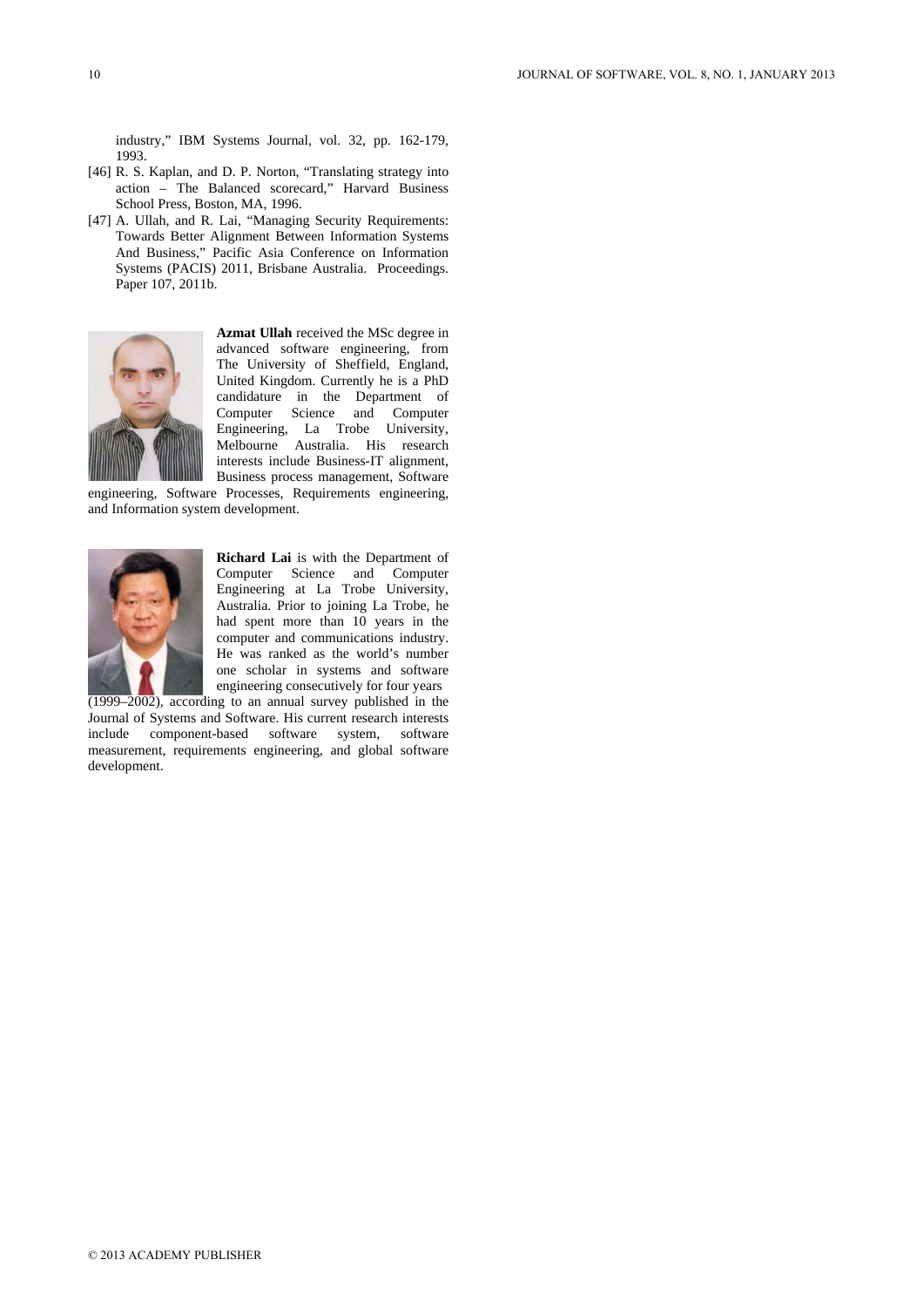industry," IBM Systems Journal, vol. 32, pp. 162-179, 1993.

[46] R. S. Kaplan, and D. P. Norton, "Translating strategy into action – The Balanced scorecard," Harvard Business School Press, Boston, MA, 1996.

[47] A. Ullah, and R. Lai, "Managing Security Requirements: Towards Better Alignment Between Information Systems And Business," Pacific Asia Conference on Information Systems (PACIS) 2011, Brisbane Australia. Proceedings. Paper 107, 2011b.

**Azmat Ullah** received the MSc degree in advanced software engineering, from The University of Sheffield, England, United Kingdom. Currently he is a PhD candidature in the Department of Computer Science and Computer Engineering, La Trobe University, Melbourne Australia. His research interests include Business-IT alignment, Business process management, Software engineering, Software Processes, Requirements engineering, and Information system development.

**Richard Lai** is with the Department of Computer Science and Computer Engineering at La Trobe University, Australia. Prior to joining La Trobe, he had spent more than 10 years in the computer and communications industry. He was ranked as the world's number one scholar in systems and software engineering consecutively for four years (1999–2002), according to an annual survey published in the Journal of Systems and Software. His current research interests include component-based software system, software measurement, requirements engineering, and global software development.